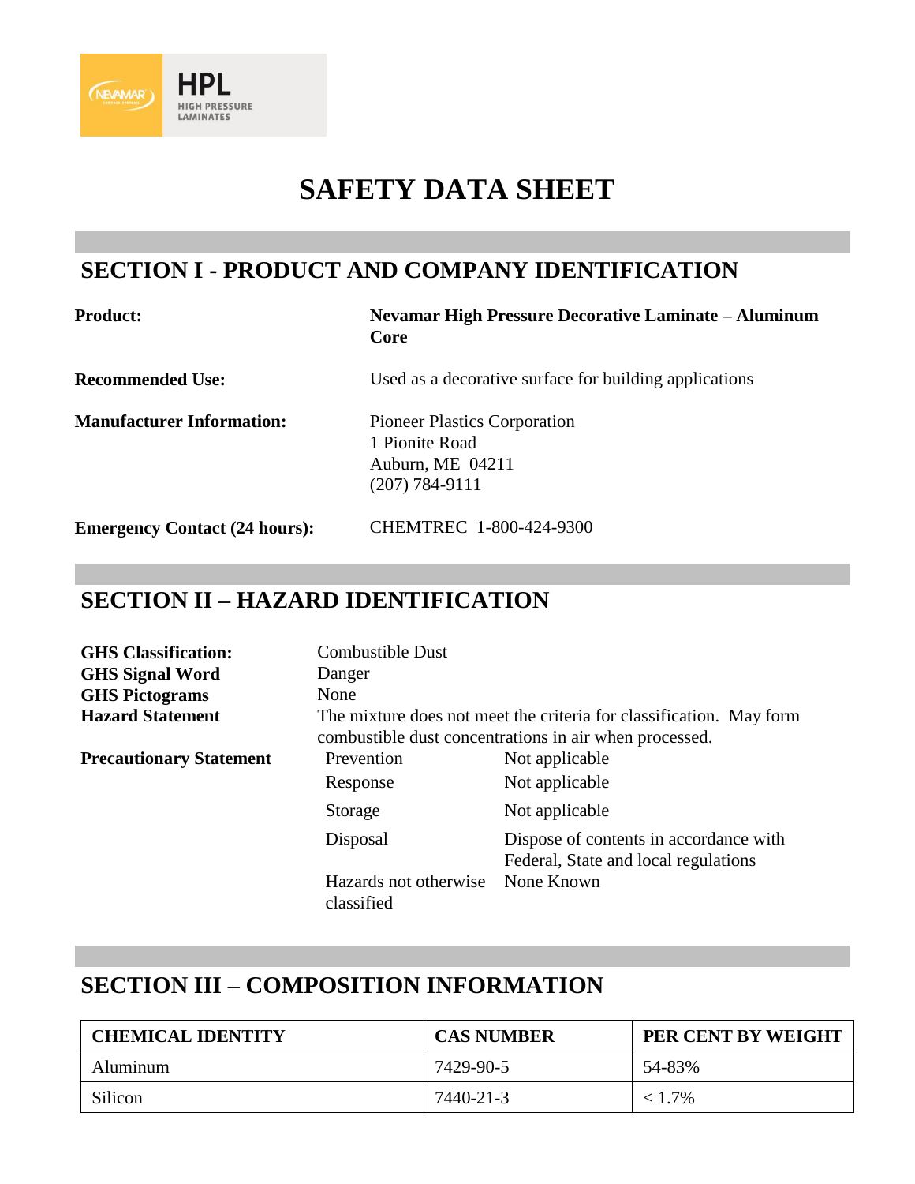# SAFETY DATA SHEET

## SECTION I - PRODUCT AND COMPANY IDENTIFICATION

| | |
|---|---|
| **Product:** | **Nevamar High Pressure Decorative Laminate – Aluminum Core** |
| **Recommended Use:** | Used as a decorative surface for building applications |
| **Manufacturer Information:** | Pioneer Plastics Corporation<br>1 Pionite Road<br>Auburn, ME 04211<br>(207) 784-9111 |
| **Emergency Contact (24 hours):** | CHEMTREC 1-800-424-9300 |

## SECTION II – HAZARD IDENTIFICATION

**GHS Classification:** Combustible Dust
**GHS Signal Word** Danger
**GHS Pictograms** None
**Hazard Statement** The mixture does not meet the criteria for classification. May form combustible dust concentrations in air when processed.

**Precautionary Statement**

| | |
|---|---|
| Prevention | Not applicable |
| Response | Not applicable |
| Storage | Not applicable |
| Disposal | Dispose of contents in accordance with Federal, State and local regulations |
| Hazards not otherwise classified | None Known |

## SECTION III – COMPOSITION INFORMATION

| CHEMICAL IDENTITY | CAS NUMBER | PER CENT BY WEIGHT |
|---|---|---|
| Aluminum | 7429-90-5 | 54-83% |
| Silicon | 7440-21-3 | < 1.7% |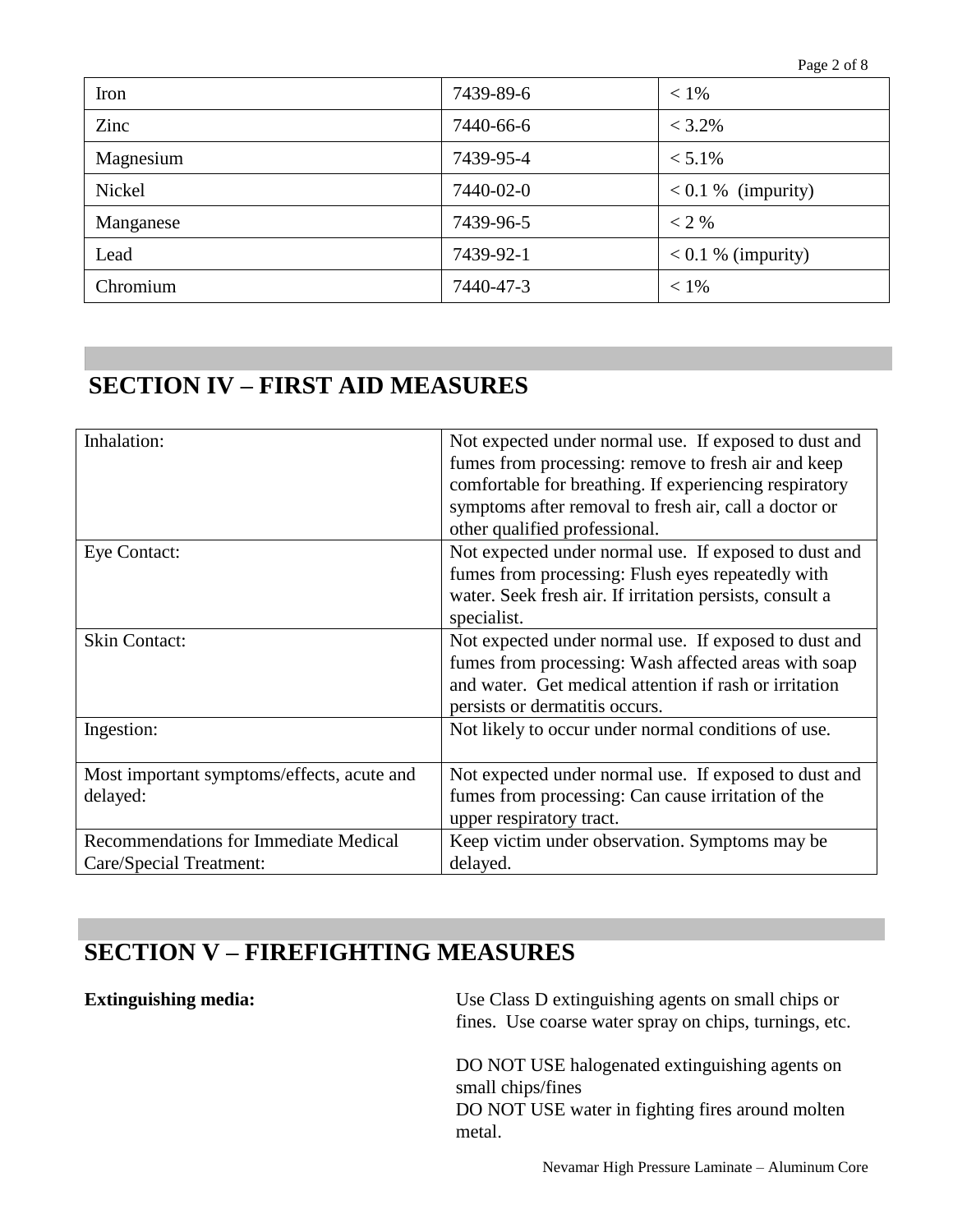| Iron | 7439-89-6 | < 1% |
|---|---|---|
| Zinc | 7440-66-6 | < 3.2% |
| Magnesium | 7439-95-4 | < 5.1% |
| Nickel | 7440-02-0 | < 0.1 % (impurity) |
| Manganese | 7439-96-5 | < 2 % |
| Lead | 7439-92-1 | < 0.1 % (impurity) |
| Chromium | 7440-47-3 | < 1% |

## SECTION IV – FIRST AID MEASURES

| | |
|---|---|
| Inhalation: | Not expected under normal use. If exposed to dust and fumes from processing: remove to fresh air and keep comfortable for breathing. If experiencing respiratory symptoms after removal to fresh air, call a doctor or other qualified professional. |
| Eye Contact: | Not expected under normal use. If exposed to dust and fumes from processing: Flush eyes repeatedly with water. Seek fresh air. If irritation persists, consult a specialist. |
| Skin Contact: | Not expected under normal use. If exposed to dust and fumes from processing: Wash affected areas with soap and water. Get medical attention if rash or irritation persists or dermatitis occurs. |
| Ingestion: | Not likely to occur under normal conditions of use. |
| Most important symptoms/effects, acute and delayed: | Not expected under normal use. If exposed to dust and fumes from processing: Can cause irritation of the upper respiratory tract. |
| Recommendations for Immediate Medical Care/Special Treatment: | Keep victim under observation. Symptoms may be delayed. |

## SECTION V – FIREFIGHTING MEASURES

**Extinguishing media:**

Use Class D extinguishing agents on small chips or fines. Use coarse water spray on chips, turnings, etc.

DO NOT USE halogenated extinguishing agents on small chips/fines
DO NOT USE water in fighting fires around molten metal.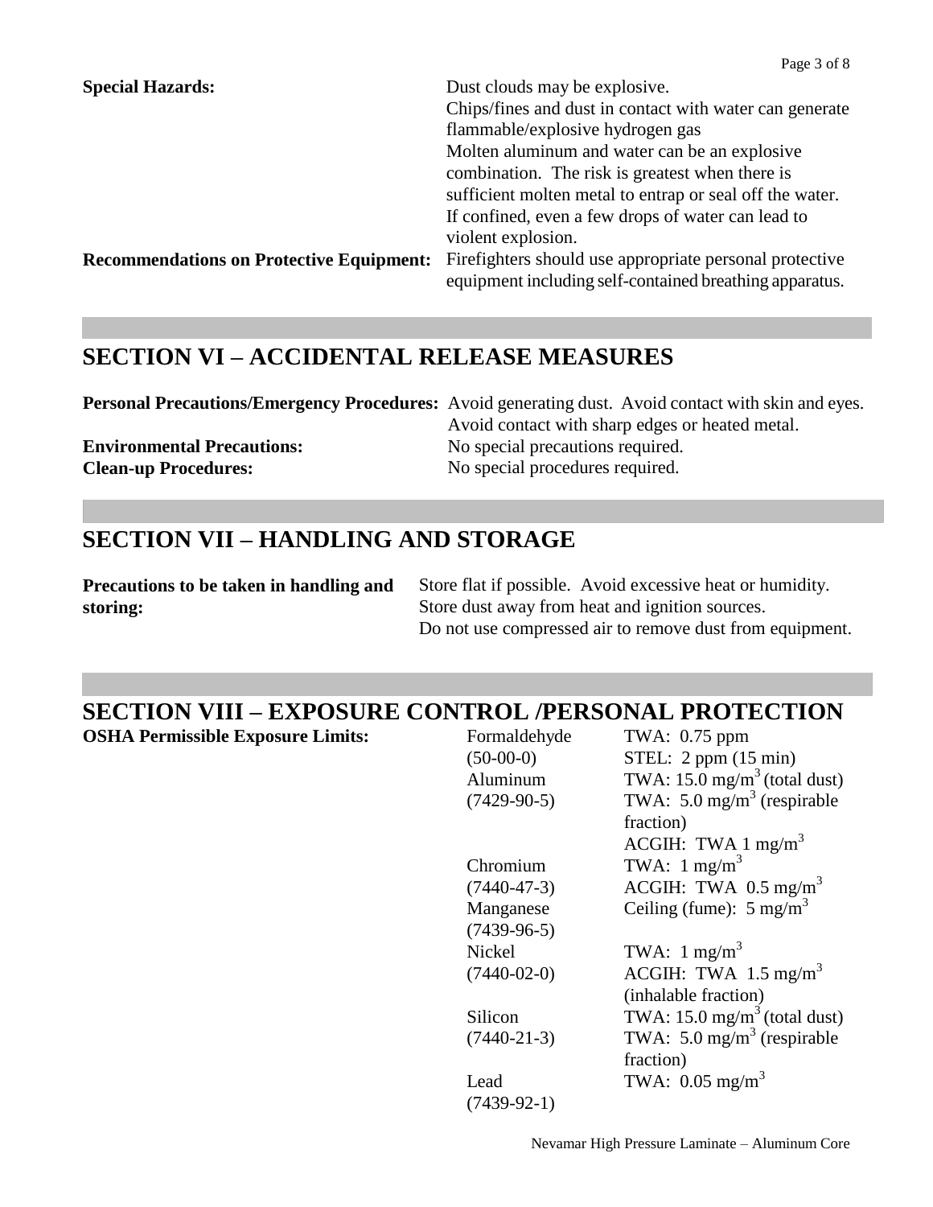**Special Hazards:** Dust clouds may be explosive.
Chips/fines and dust in contact with water can generate flammable/explosive hydrogen gas
Molten aluminum and water can be an explosive combination. The risk is greatest when there is sufficient molten metal to entrap or seal off the water. If confined, even a few drops of water can lead to violent explosion.

**Recommendations on Protective Equipment:** Firefighters should use appropriate personal protective equipment including self-contained breathing apparatus.

## SECTION VI – ACCIDENTAL RELEASE MEASURES

**Personal Precautions/Emergency Procedures:** Avoid generating dust. Avoid contact with skin and eyes. Avoid contact with sharp edges or heated metal.

**Environmental Precautions:** No special precautions required.

**Clean-up Procedures:** No special procedures required.

## SECTION VII – HANDLING AND STORAGE

**Precautions to be taken in handling and storing:** Store flat if possible. Avoid excessive heat or humidity.
Store dust away from heat and ignition sources.
Do not use compressed air to remove dust from equipment.

## SECTION VIII – EXPOSURE CONTROL /PERSONAL PROTECTION

**OSHA Permissible Exposure Limits:**

| Component | Limit |
|---|---|
| Formaldehyde (50-00-0) | TWA: 0.75 ppm<br>STEL: 2 ppm (15 min) |
| Aluminum (7429-90-5) | TWA: 15.0 mg/m$^3$ (total dust)<br>TWA: 5.0 mg/m$^3$ (respirable fraction)<br>ACGIH: TWA 1 mg/m$^3$ |
| Chromium (7440-47-3) | TWA: 1 mg/m$^3$<br>ACGIH: TWA 0.5 mg/m$^3$ |
| Manganese (7439-96-5) | Ceiling (fume): 5 mg/m$^3$ |
| Nickel (7440-02-0) | TWA: 1 mg/m$^3$<br>ACGIH: TWA 1.5 mg/m$^3$ (inhalable fraction) |
| Silicon (7440-21-3) | TWA: 15.0 mg/m$^3$ (total dust)<br>TWA: 5.0 mg/m$^3$ (respirable fraction) |
| Lead (7439-92-1) | TWA: 0.05 mg/m$^3$ |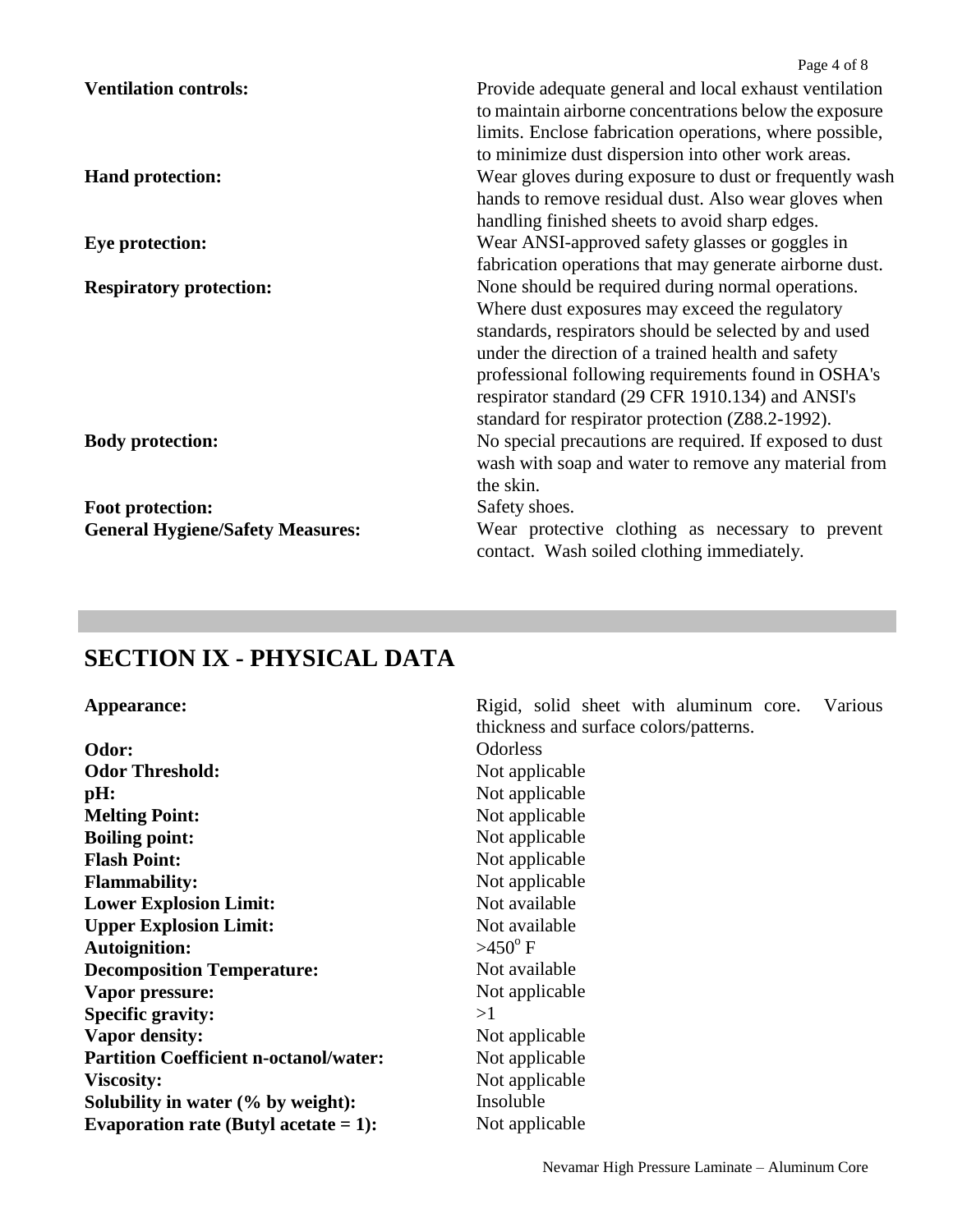**Ventilation controls:** Provide adequate general and local exhaust ventilation to maintain airborne concentrations below the exposure limits. Enclose fabrication operations, where possible, to minimize dust dispersion into other work areas.

**Hand protection:** Wear gloves during exposure to dust or frequently wash hands to remove residual dust. Also wear gloves when handling finished sheets to avoid sharp edges.

**Eye protection:** Wear ANSI-approved safety glasses or goggles in fabrication operations that may generate airborne dust.

**Respiratory protection:** None should be required during normal operations. Where dust exposures may exceed the regulatory standards, respirators should be selected by and used under the direction of a trained health and safety professional following requirements found in OSHA's respirator standard (29 CFR 1910.134) and ANSI's standard for respirator protection (Z88.2-1992).

**Body protection:** No special precautions are required. If exposed to dust wash with soap and water to remove any material from the skin.

**Foot protection:** Safety shoes.

**General Hygiene/Safety Measures:** Wear protective clothing as necessary to prevent contact. Wash soiled clothing immediately.

## SECTION IX - PHYSICAL DATA

| | |
|---|---|
| **Appearance:** | Rigid, solid sheet with aluminum core. Various thickness and surface colors/patterns. |
| **Odor:** | Odorless |
| **Odor Threshold:** | Not applicable |
| **pH:** | Not applicable |
| **Melting Point:** | Not applicable |
| **Boiling point:** | Not applicable |
| **Flash Point:** | Not applicable |
| **Flammability:** | Not applicable |
| **Lower Explosion Limit:** | Not available |
| **Upper Explosion Limit:** | Not available |
| **Autoignition:** | $>450^{o}$ F |
| **Decomposition Temperature:** | Not available |
| **Vapor pressure:** | Not applicable |
| **Specific gravity:** | >1 |
| **Vapor density:** | Not applicable |
| **Partition Coefficient n-octanol/water:** | Not applicable |
| **Viscosity:** | Not applicable |
| **Solubility in water (% by weight):** | Insoluble |
| **Evaporation rate (Butyl acetate = 1):** | Not applicable |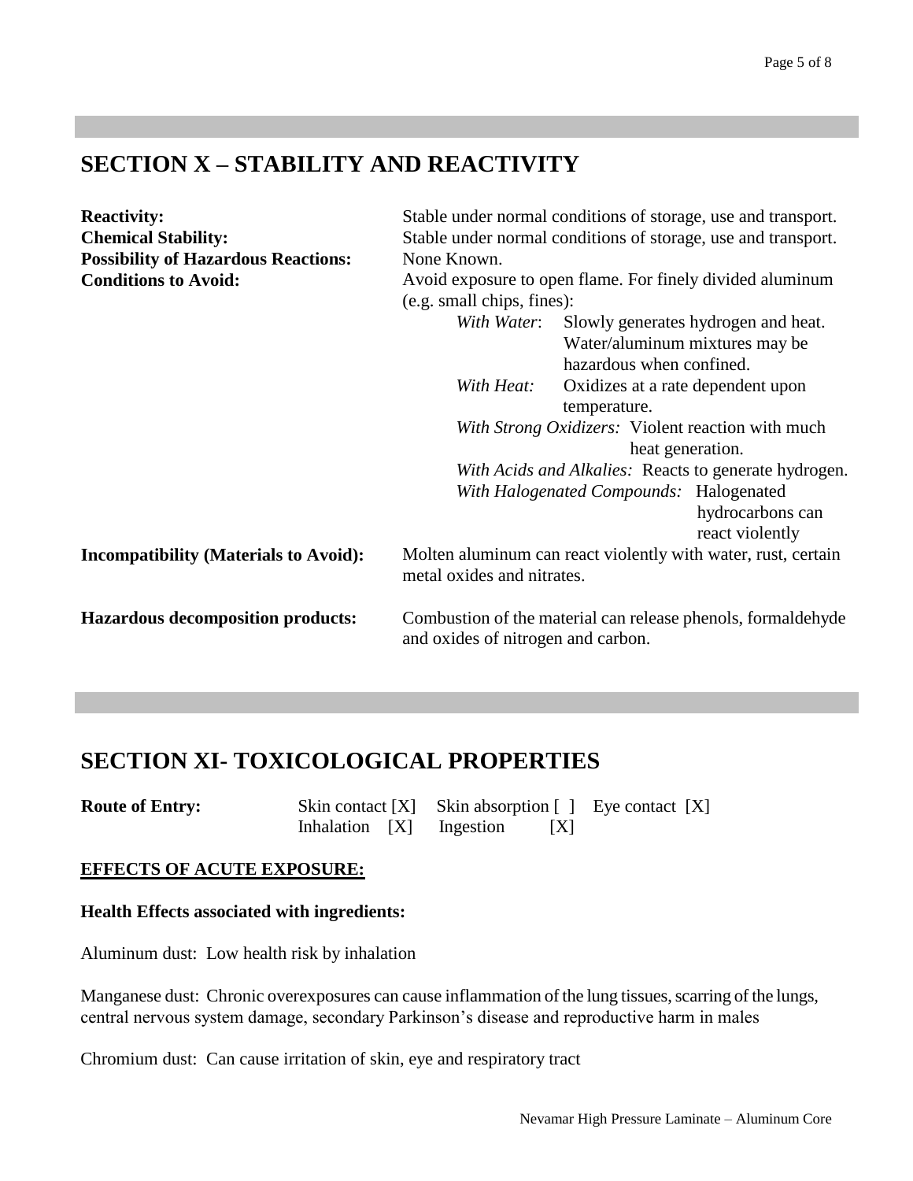## SECTION X – STABILITY AND REACTIVITY

| | |
|---|---|
| **Reactivity:** | Stable under normal conditions of storage, use and transport. |
| **Chemical Stability:** | Stable under normal conditions of storage, use and transport. |
| **Possibility of Hazardous Reactions:** | None Known. |
| **Conditions to Avoid:** | Avoid exposure to open flame. For finely divided aluminum (e.g. small chips, fines):<br>*With Water*: Slowly generates hydrogen and heat. Water/aluminum mixtures may be hazardous when confined.<br>*With Heat:* Oxidizes at a rate dependent upon temperature.<br>*With Strong Oxidizers:* Violent reaction with much heat generation.<br>*With Acids and Alkalies:* Reacts to generate hydrogen.<br>*With Halogenated Compounds:* Halogenated hydrocarbons can react violently |
| **Incompatibility (Materials to Avoid):** | Molten aluminum can react violently with water, rust, certain metal oxides and nitrates. |
| **Hazardous decomposition products:** | Combustion of the material can release phenols, formaldehyde and oxides of nitrogen and carbon. |

## SECTION XI- TOXICOLOGICAL PROPERTIES

**Route of Entry:** Skin contact [X] Skin absorption [ ] Eye contact [X]
Inhalation [X] Ingestion [X]

**EFFECTS OF ACUTE EXPOSURE:**

**Health Effects associated with ingredients:**

Aluminum dust: Low health risk by inhalation

Manganese dust: Chronic overexposures can cause inflammation of the lung tissues, scarring of the lungs, central nervous system damage, secondary Parkinson's disease and reproductive harm in males

Chromium dust: Can cause irritation of skin, eye and respiratory tract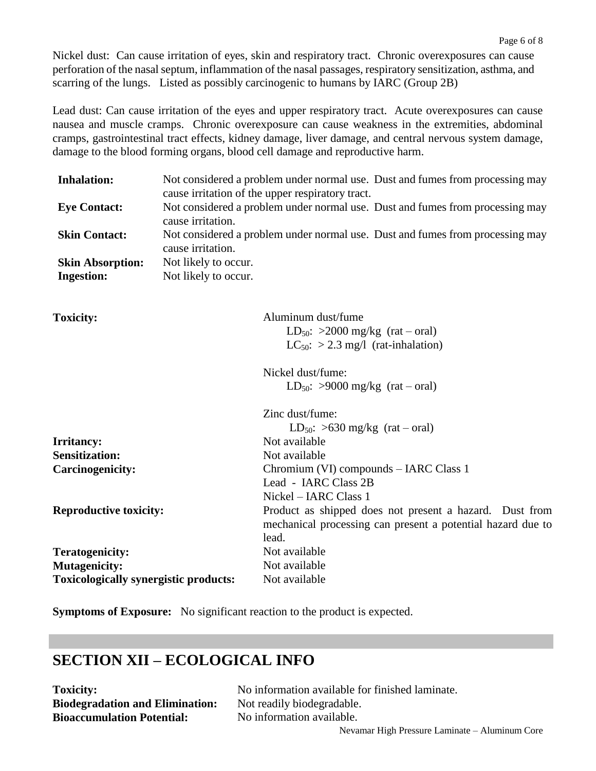Nickel dust: Can cause irritation of eyes, skin and respiratory tract. Chronic overexposures can cause perforation of the nasal septum, inflammation of the nasal passages, respiratory sensitization, asthma, and scarring of the lungs. Listed as possibly carcinogenic to humans by IARC (Group 2B)

Lead dust: Can cause irritation of the eyes and upper respiratory tract. Acute overexposures can cause nausea and muscle cramps. Chronic overexposure can cause weakness in the extremities, abdominal cramps, gastrointestinal tract effects, kidney damage, liver damage, and central nervous system damage, damage to the blood forming organs, blood cell damage and reproductive harm.

| | |
|---|---|
| **Inhalation:** | Not considered a problem under normal use. Dust and fumes from processing may cause irritation of the upper respiratory tract. |
| **Eye Contact:** | Not considered a problem under normal use. Dust and fumes from processing may cause irritation. |
| **Skin Contact:** | Not considered a problem under normal use. Dust and fumes from processing may cause irritation. |
| **Skin Absorption:** | Not likely to occur. |
| **Ingestion:** | Not likely to occur. |

| | |
|---|---|
| **Toxicity:** | Aluminum dust/fume<br>$LD_{50}$: >2000 mg/kg (rat – oral)<br>$LC_{50}$: > 2.3 mg/l (rat-inhalation)<br><br>Nickel dust/fume:<br>$LD_{50}$: >9000 mg/kg (rat – oral)<br><br>Zinc dust/fume:<br>$LD_{50}$: >630 mg/kg (rat – oral) |
| **Irritancy:** | Not available |
| **Sensitization:** | Not available |
| **Carcinogenicity:** | Chromium (VI) compounds – IARC Class 1<br>Lead - IARC Class 2B<br>Nickel – IARC Class 1 |
| **Reproductive toxicity:** | Product as shipped does not present a hazard. Dust from mechanical processing can present a potential hazard due to lead. |
| **Teratogenicity:** | Not available |
| **Mutagenicity:** | Not available |
| **Toxicologically synergistic products:** | Not available |

**Symptoms of Exposure:** No significant reaction to the product is expected.

## SECTION XII – ECOLOGICAL INFO

| | |
|---|---|
| **Toxicity:** | No information available for finished laminate. |
| **Biodegradation and Elimination:** | Not readily biodegradable. |
| **Bioaccumulation Potential:** | No information available. |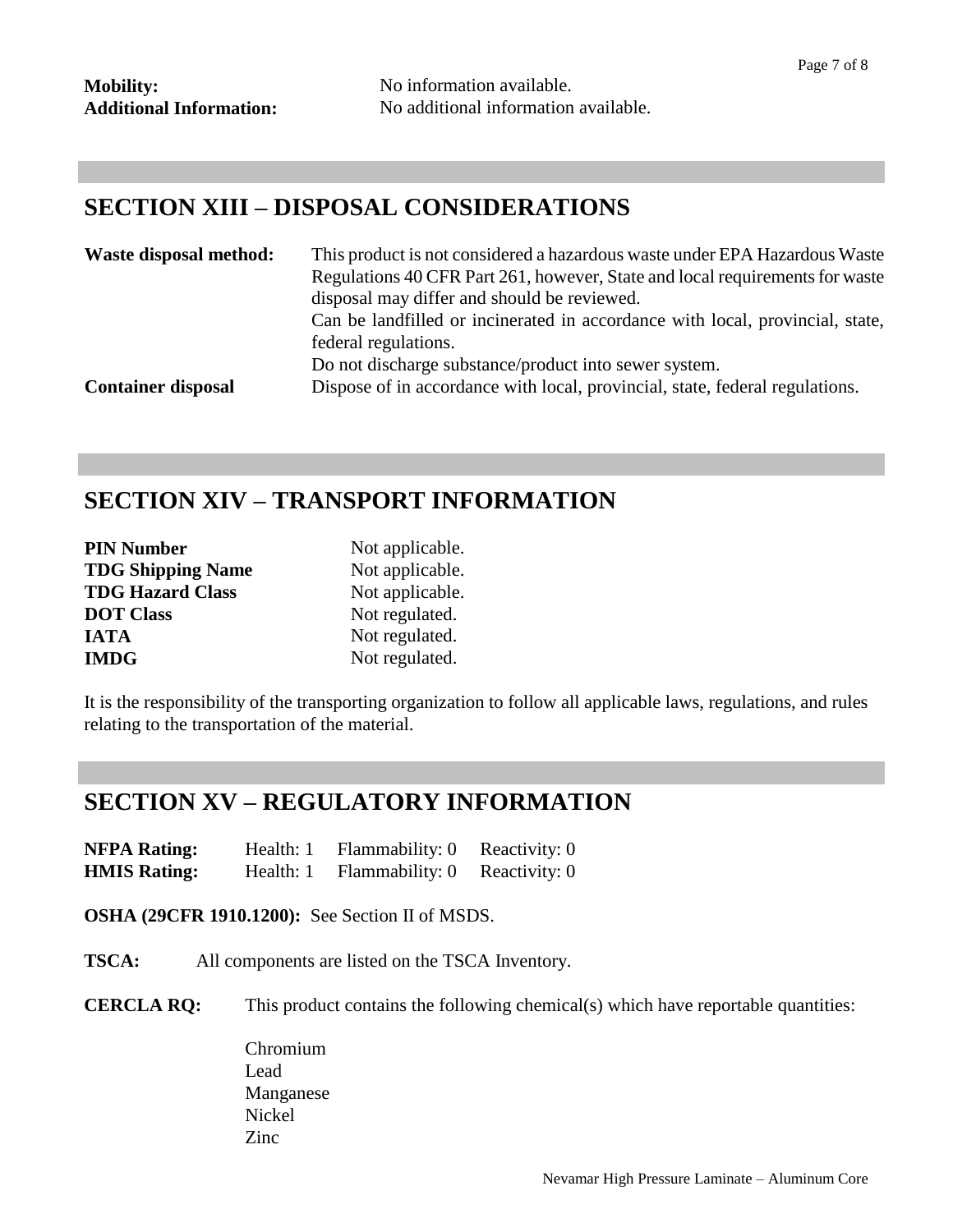**Mobility:** No information available.
**Additional Information:** No additional information available.

## SECTION XIII – DISPOSAL CONSIDERATIONS

**Waste disposal method:** This product is not considered a hazardous waste under EPA Hazardous Waste Regulations 40 CFR Part 261, however, State and local requirements for waste disposal may differ and should be reviewed.
Can be landfilled or incinerated in accordance with local, provincial, state, federal regulations.
Do not discharge substance/product into sewer system.

**Container disposal** Dispose of in accordance with local, provincial, state, federal regulations.

## SECTION XIV – TRANSPORT INFORMATION

**PIN Number** Not applicable.
**TDG Shipping Name** Not applicable.
**TDG Hazard Class** Not applicable.
**DOT Class** Not regulated.
**IATA** Not regulated.
**IMDG** Not regulated.

It is the responsibility of the transporting organization to follow all applicable laws, regulations, and rules relating to the transportation of the material.

## SECTION XV – REGULATORY INFORMATION

| | | | |
|---|---|---|---|
| **NFPA Rating:** | Health: 1 | Flammability: 0 | Reactivity: 0 |
| **HMIS Rating:** | Health: 1 | Flammability: 0 | Reactivity: 0 |

**OSHA (29CFR 1910.1200):** See Section II of MSDS.

**TSCA:** All components are listed on the TSCA Inventory.

**CERCLA RQ:** This product contains the following chemical(s) which have reportable quantities:

Chromium
Lead
Manganese
Nickel
Zinc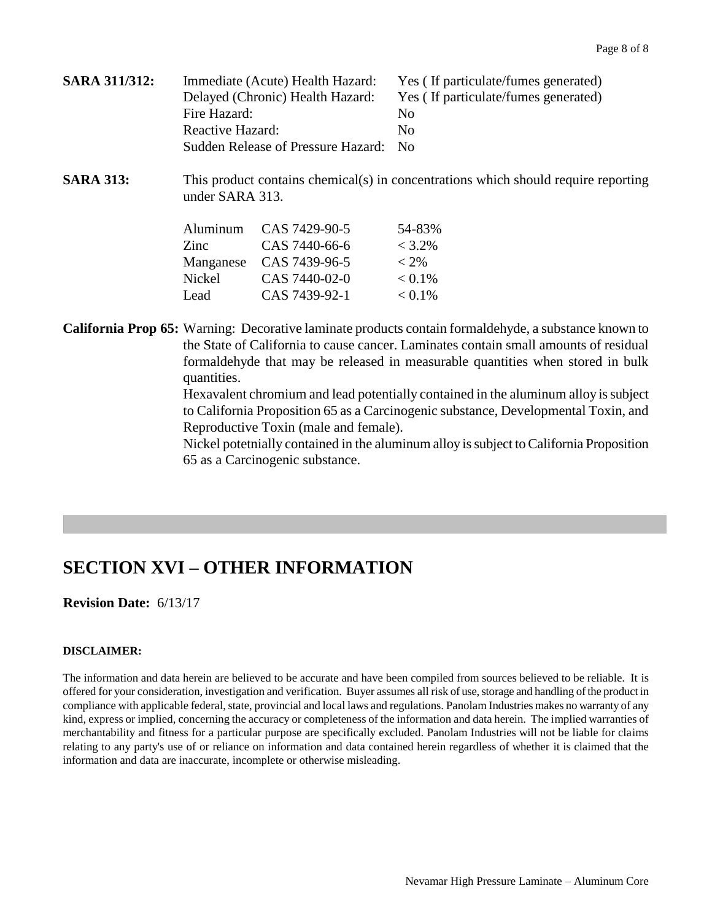**SARA 311/312:**

| | |
|---|---|
| Immediate (Acute) Health Hazard: | Yes ( If particulate/fumes generated) |
| Delayed (Chronic) Health Hazard: | Yes ( If particulate/fumes generated) |
| Fire Hazard: | No |
| Reactive Hazard: | No |
| Sudden Release of Pressure Hazard: | No |

**SARA 313:** This product contains chemical(s) in concentrations which should require reporting under SARA 313.

| | | |
|---|---|---|
| Aluminum | CAS 7429-90-5 | 54-83% |
| Zinc | CAS 7440-66-6 | < 3.2% |
| Manganese | CAS 7439-96-5 | < 2% |
| Nickel | CAS 7440-02-0 | < 0.1% |
| Lead | CAS 7439-92-1 | < 0.1% |

**California Prop 65:** Warning: Decorative laminate products contain formaldehyde, a substance known to the State of California to cause cancer. Laminates contain small amounts of residual formaldehyde that may be released in measurable quantities when stored in bulk quantities.

Hexavalent chromium and lead potentially contained in the aluminum alloy is subject to California Proposition 65 as a Carcinogenic substance, Developmental Toxin, and Reproductive Toxin (male and female).

Nickel potetnially contained in the aluminum alloy is subject to California Proposition 65 as a Carcinogenic substance.

## SECTION XVI – OTHER INFORMATION

**Revision Date:** 6/13/17

**DISCLAIMER:**

The information and data herein are believed to be accurate and have been compiled from sources believed to be reliable. It is offered for your consideration, investigation and verification. Buyer assumes all risk of use, storage and handling of the product in compliance with applicable federal, state, provincial and local laws and regulations. Panolam Industries makes no warranty of any kind, express or implied, concerning the accuracy or completeness of the information and data herein. The implied warranties of merchantability and fitness for a particular purpose are specifically excluded. Panolam Industries will not be liable for claims relating to any party's use of or reliance on information and data contained herein regardless of whether it is claimed that the information and data are inaccurate, incomplete or otherwise misleading.